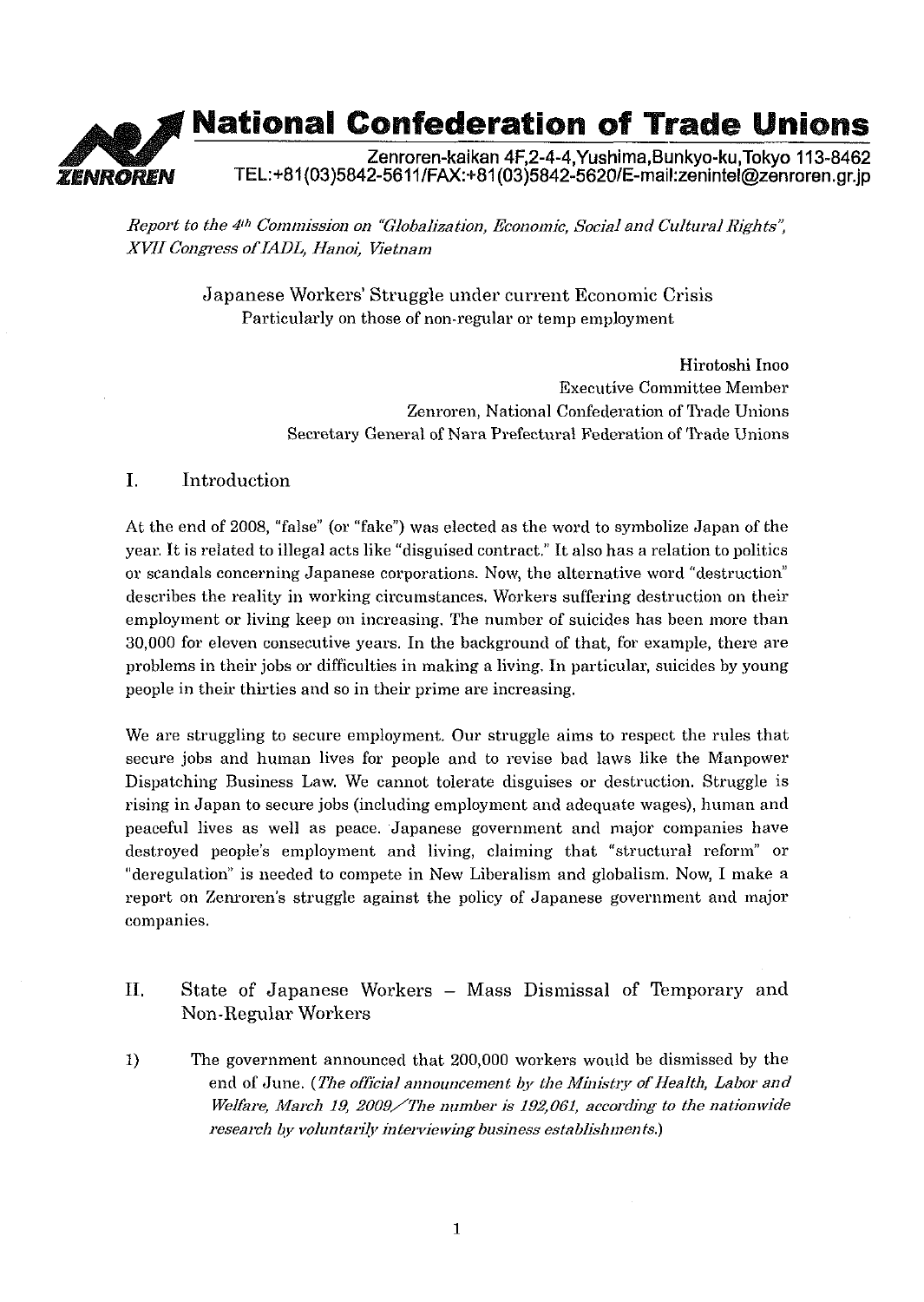# National Confederation of Trade Unions

ZENROREN

Zenroren-kaikan 4F,2-4-4,Yushima,Bunkyo-ku,Tokyo 113-8462
TEL:+81(03)5842-5611/FAX:+81(03)5842-5620/E-mail:zenintel@zenroren.gr.jp

*Report to the 4th Commission on "Globalization, Economic, Social and Cultural Rights", XVII Congress of IADL, Hanoi, Vietnam*

## Japanese Workers' Struggle under current Economic Crisis

Particularly on those of non-regular or temp employment

Hirotoshi Inoo
Executive Committee Member
Zenroren, National Confederation of Trade Unions
Secretary General of Nara Prefectural Federation of Trade Unions

## I. Introduction

At the end of 2008, "false" (or "fake") was elected as the word to symbolize Japan of the year. It is related to illegal acts like "disguised contract." It also has a relation to politics or scandals concerning Japanese corporations. Now, the alternative word "destruction" describes the reality in working circumstances. Workers suffering destruction on their employment or living keep on increasing. The number of suicides has been more than 30,000 for eleven consecutive years. In the background of that, for example, there are problems in their jobs or difficulties in making a living. In particular, suicides by young people in their thirties and so in their prime are increasing.

We are struggling to secure employment. Our struggle aims to respect the rules that secure jobs and human lives for people and to revise bad laws like the Manpower Dispatching Business Law. We cannot tolerate disguises or destruction. Struggle is rising in Japan to secure jobs (including employment and adequate wages), human and peaceful lives as well as peace. Japanese government and major companies have destroyed people's employment and living, claiming that "structural reform" or "deregulation" is needed to compete in New Liberalism and globalism. Now, I make a report on Zenroren's struggle against the policy of Japanese government and major companies.

## II. State of Japanese Workers – Mass Dismissal of Temporary and Non-Regular Workers

1) The government announced that 200,000 workers would be dismissed by the end of June. (*The official announcement by the Ministry of Health, Labor and Welfare, March 19, 2009/The number is 192,061, according to the nationwide research by voluntarily interviewing business establishments.*)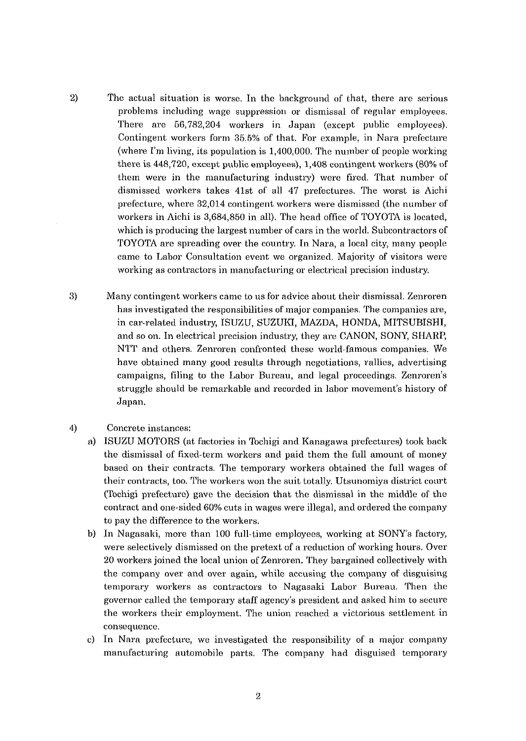2) The actual situation is worse. In the background of that, there are serious problems including wage suppression or dismissal of regular employees. There are 56,782,204 workers in Japan (except public employees). Contingent workers form 35.5% of that. For example, in Nara prefecture (where I'm living, its population is 1,400,000. The number of people working there is 448,720, except public employees), 1,408 contingent workers (80% of them were in the manufacturing industry) were fired. That number of dismissed workers takes 41st of all 47 prefectures. The worst is Aichi prefecture, where 32,014 contingent workers were dismissed (the number of workers in Aichi is 3,684,850 in all). The head office of TOYOTA is located, which is producing the largest number of cars in the world. Subcontractors of TOYOTA are spreading over the country. In Nara, a local city, many people came to Labor Consultation event we organized. Majority of visitors were working as contractors in manufacturing or electrical precision industry.

3) Many contingent workers came to us for advice about their dismissal. Zenroren has investigated the responsibilities of major companies. The companies are, in car-related industry, ISUZU, SUZUKI, MAZDA, HONDA, MITSUBISHI, and so on. In electrical precision industry, they are CANON, SONY, SHARP, NTT and others. Zenroren confronted these world-famous companies. We have obtained many good results through negotiations, rallies, advertising campaigns, filing to the Labor Bureau, and legal proceedings. Zenroren's struggle should be remarkable and recorded in labor movement's history of Japan.

4) Concrete instances:

a) ISUZU MOTORS (at factories in Tochigi and Kanagawa prefectures) took back the dismissal of fixed-term workers and paid them the full amount of money based on their contracts. The temporary workers obtained the full wages of their contracts, too. The workers won the suit totally. Utsunomiya district court (Tochigi prefecture) gave the decision that the dismissal in the middle of the contract and one-sided 60% cuts in wages were illegal, and ordered the company to pay the difference to the workers.

b) In Nagasaki, more than 100 full-time employees, working at SONY's factory, were selectively dismissed on the pretext of a reduction of working hours. Over 20 workers joined the local union of Zenroren. They bargained collectively with the company over and over again, while accusing the company of disguising temporary workers as contractors to Nagasaki Labor Bureau. Then the governor called the temporary staff agency's president and asked him to secure the workers their employment. The union reached a victorious settlement in consequence.

c) In Nara prefecture, we investigated the responsibility of a major company manufacturing automobile parts. The company had disguised temporary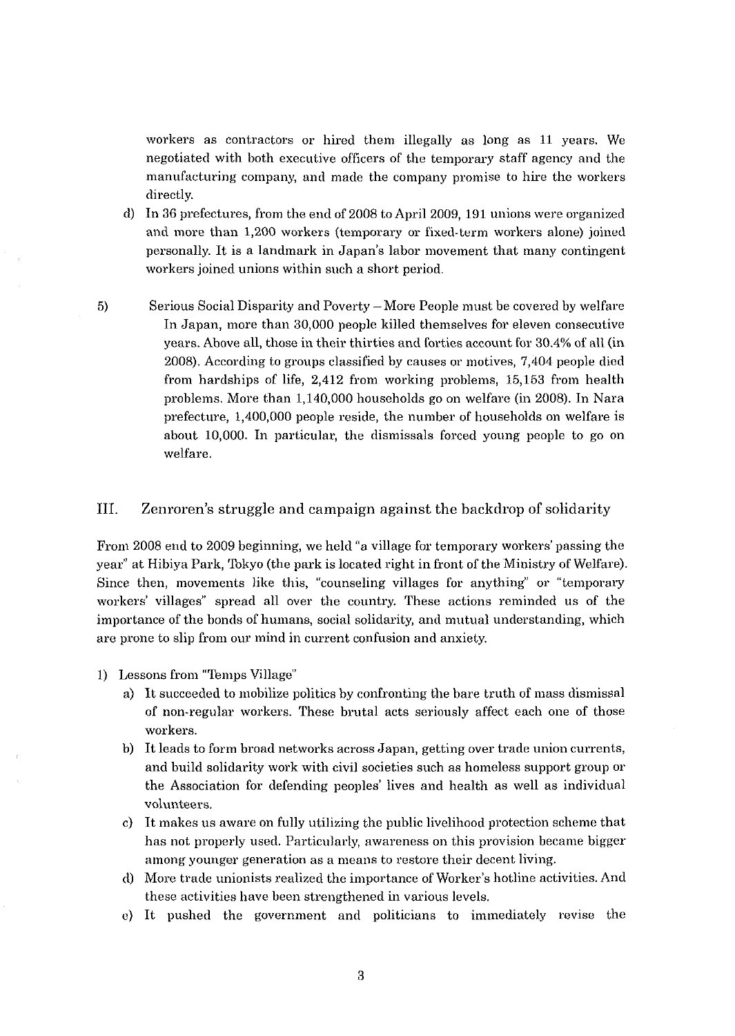workers as contractors or hired them illegally as long as 11 years. We negotiated with both executive officers of the temporary staff agency and the manufacturing company, and made the company promise to hire the workers directly.

d) In 36 prefectures, from the end of 2008 to April 2009, 191 unions were organized and more than 1,200 workers (temporary or fixed-term workers alone) joined personally. It is a landmark in Japan's labor movement that many contingent workers joined unions within such a short period.

5) Serious Social Disparity and Poverty – More People must be covered by welfare

In Japan, more than 30,000 people killed themselves for eleven consecutive years. Above all, those in their thirties and forties account for 30.4% of all (in 2008). According to groups classified by causes or motives, 7,404 people died from hardships of life, 2,412 from working problems, 15,153 from health problems. More than 1,140,000 households go on welfare (in 2008). In Nara prefecture, 1,400,000 people reside, the number of households on welfare is about 10,000. In particular, the dismissals forced young people to go on welfare.

## III. Zenroren's struggle and campaign against the backdrop of solidarity

From 2008 end to 2009 beginning, we held "a village for temporary workers' passing the year" at Hibiya Park, Tokyo (the park is located right in front of the Ministry of Welfare). Since then, movements like this, "counseling villages for anything" or "temporary workers' villages" spread all over the country. These actions reminded us of the importance of the bonds of humans, social solidarity, and mutual understanding, which are prone to slip from our mind in current confusion and anxiety.

1) Lessons from "Temps Village"

a) It succeeded to mobilize politics by confronting the bare truth of mass dismissal of non-regular workers. These brutal acts seriously affect each one of those workers.

b) It leads to form broad networks across Japan, getting over trade union currents, and build solidarity work with civil societies such as homeless support group or the Association for defending peoples' lives and health as well as individual volunteers.

c) It makes us aware on fully utilizing the public livelihood protection scheme that has not properly used. Particularly, awareness on this provision became bigger among younger generation as a means to restore their decent living.

d) More trade unionists realized the importance of Worker's hotline activities. And these activities have been strengthened in various levels.

e) It pushed the government and politicians to immediately revise the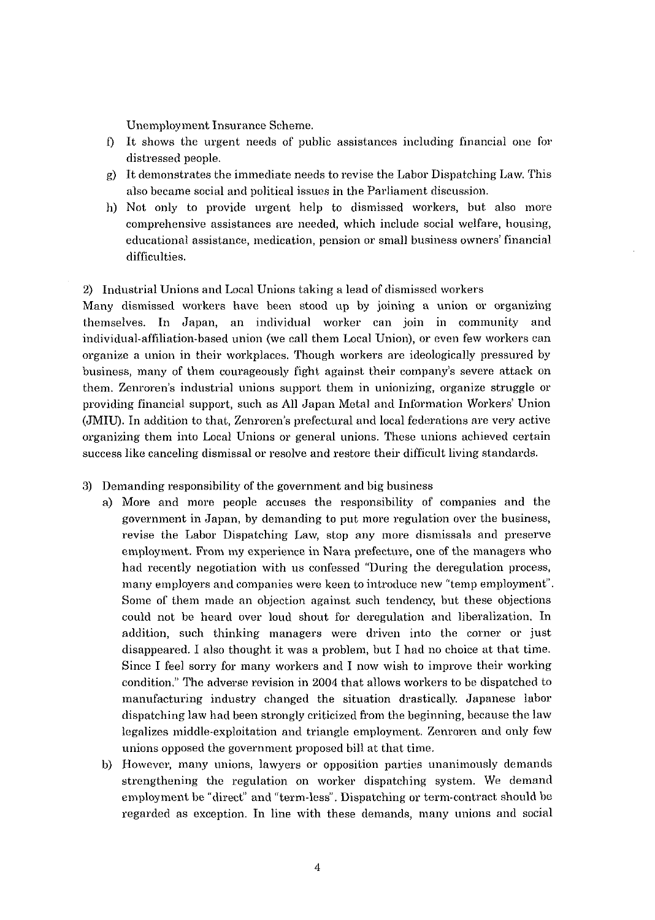Unemployment Insurance Scheme.

f) It shows the urgent needs of public assistances including financial one for distressed people.
g) It demonstrates the immediate needs to revise the Labor Dispatching Law. This also became social and political issues in the Parliament discussion.
h) Not only to provide urgent help to dismissed workers, but also more comprehensive assistances are needed, which include social welfare, housing, educational assistance, medication, pension or small business owners' financial difficulties.

2) Industrial Unions and Local Unions taking a lead of dismissed workers

Many dismissed workers have been stood up by joining a union or organizing themselves. In Japan, an individual worker can join in community and individual-affiliation-based union (we call them Local Union), or even few workers can organize a union in their workplaces. Though workers are ideologically pressured by business, many of them courageously fight against their company's severe attack on them. Zenroren's industrial unions support them in unionizing, organize struggle or providing financial support, such as All Japan Metal and Information Workers' Union (JMIU). In addition to that, Zenroren's prefectural and local federations are very active organizing them into Local Unions or general unions. These unions achieved certain success like canceling dismissal or resolve and restore their difficult living standards.

3) Demanding responsibility of the government and big business

a) More and more people accuses the responsibility of companies and the government in Japan, by demanding to put more regulation over the business, revise the Labor Dispatching Law, stop any more dismissals and preserve employment. From my experience in Nara prefecture, one of the managers who had recently negotiation with us confessed "During the deregulation process, many employers and companies were keen to introduce new "temp employment". Some of them made an objection against such tendency, but these objections could not be heard over loud shout for deregulation and liberalization. In addition, such thinking managers were driven into the corner or just disappeared. I also thought it was a problem, but I had no choice at that time. Since I feel sorry for many workers and I now wish to improve their working condition." The adverse revision in 2004 that allows workers to be dispatched to manufacturing industry changed the situation drastically. Japanese labor dispatching law had been strongly criticized from the beginning, because the law legalizes middle-exploitation and triangle employment. Zenroren and only few unions opposed the government proposed bill at that time.

b) However, many unions, lawyers or opposition parties unanimously demands strengthening the regulation on worker dispatching system. We demand employment be "direct" and "term-less". Dispatching or term-contract should be regarded as exception. In line with these demands, many unions and social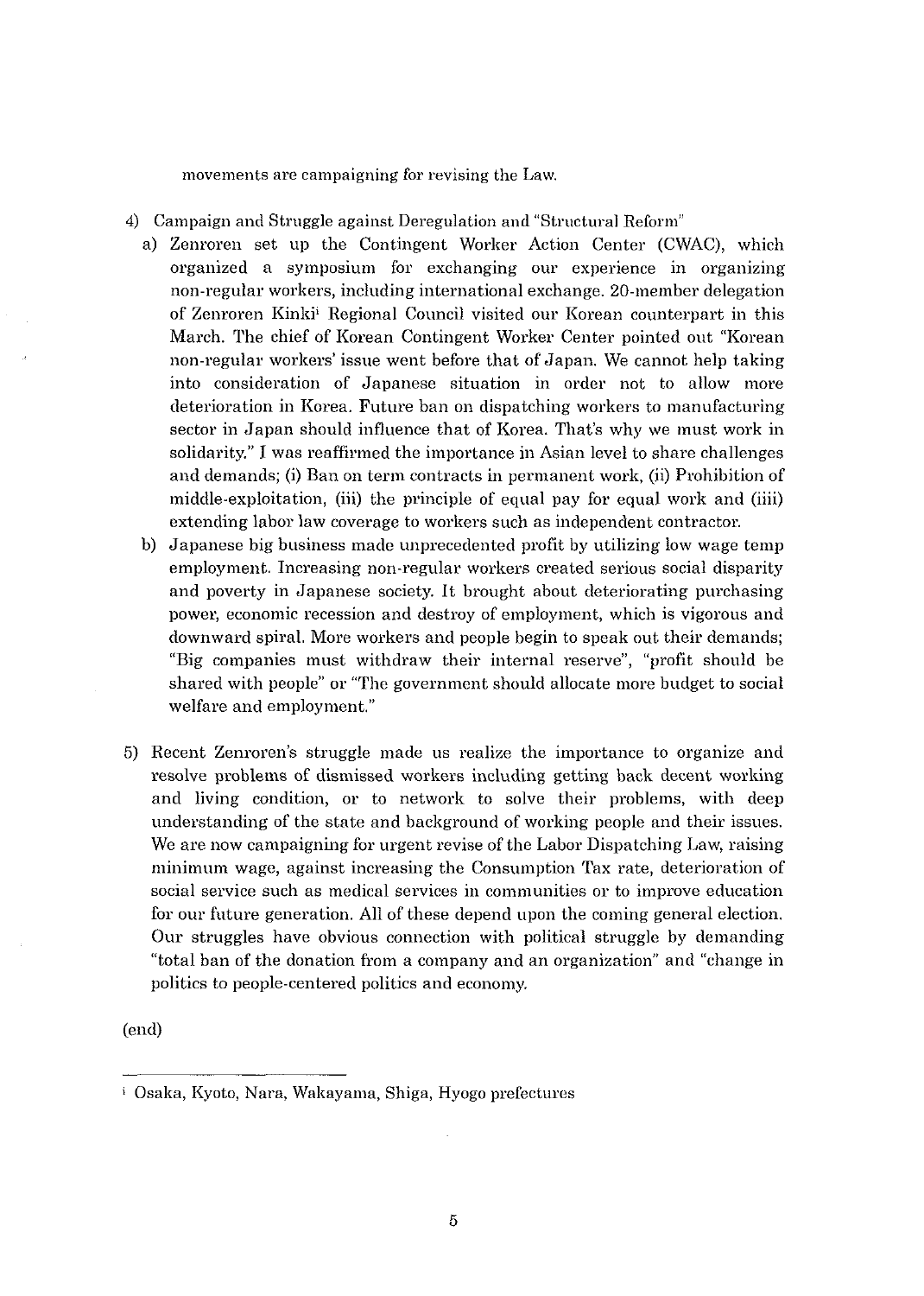movements are campaigning for revising the Law.

4) Campaign and Struggle against Deregulation and "Structural Reform"

   a) Zenroren set up the Contingent Worker Action Center (CWAC), which organized a symposium for exchanging our experience in organizing non-regular workers, including international exchange. 20-member delegation of Zenroren Kinki[i] Regional Council visited our Korean counterpart in this March. The chief of Korean Contingent Worker Center pointed out "Korean non-regular workers' issue went before that of Japan. We cannot help taking into consideration of Japanese situation in order not to allow more deterioration in Korea. Future ban on dispatching workers to manufacturing sector in Japan should influence that of Korea. That's why we must work in solidarity." I was reaffirmed the importance in Asian level to share challenges and demands; (i) Ban on term contracts in permanent work, (ii) Prohibition of middle-exploitation, (iii) the principle of equal pay for equal work and (iiii) extending labor law coverage to workers such as independent contractor.

   b) Japanese big business made unprecedented profit by utilizing low wage temp employment. Increasing non-regular workers created serious social disparity and poverty in Japanese society. It brought about deteriorating purchasing power, economic recession and destroy of employment, which is vigorous and downward spiral. More workers and people begin to speak out their demands; "Big companies must withdraw their internal reserve", "profit should be shared with people" or "The government should allocate more budget to social welfare and employment."

5) Recent Zenroren's struggle made us realize the importance to organize and resolve problems of dismissed workers including getting back decent working and living condition, or to network to solve their problems, with deep understanding of the state and background of working people and their issues. We are now campaigning for urgent revise of the Labor Dispatching Law, raising minimum wage, against increasing the Consumption Tax rate, deterioration of social service such as medical services in communities or to improve education for our future generation. All of these depend upon the coming general election. Our struggles have obvious connection with political struggle by demanding "total ban of the donation from a company and an organization" and "change in politics to people-centered politics and economy.

(end)

---

[i] Osaka, Kyoto, Nara, Wakayama, Shiga, Hyogo prefectures